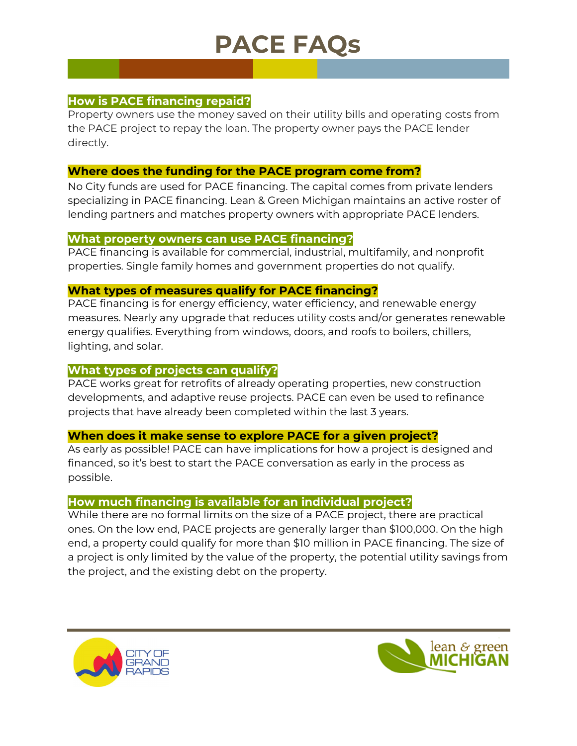# PACE FAQs

### How is PACE financing repaid?

Property owners use the money saved on their utility bills and operating costs from the PACE project to repay the loan. The property owner pays the PACE lender directly.

### Where does the funding for the PACE program come from?

No City funds are used for PACE financing. The capital comes from private lenders specializing in PACE financing. Lean & Green Michigan maintains an active roster of lending partners and matches property owners with appropriate PACE lenders.

### What property owners can use PACE financing?

PACE financing is available for commercial, industrial, multifamily, and nonprofit properties. Single family homes and government properties do not qualify.

### What types of measures qualify for PACE financing?

PACE financing is for energy efficiency, water efficiency, and renewable energy measures. Nearly any upgrade that reduces utility costs and/or generates renewable energy qualifies. Everything from windows, doors, and roofs to boilers, chillers, lighting, and solar.

### What types of projects can qualify?

PACE works great for retrofits of already operating properties, new construction developments, and adaptive reuse projects. PACE can even be used to refinance projects that have already been completed within the last 3 years.

### When does it make sense to explore PACE for a given project?

As early as possible! PACE can have implications for how a project is designed and financed, so it's best to start the PACE conversation as early in the process as possible.

### How much financing is available for an individual project?

While there are no formal limits on the size of a PACE project, there are practical ones. On the low end, PACE projects are generally larger than $100,000. On the high end, a property could qualify for more than $10 million in PACE financing. The size of a project is only limited by the value of the property, the potential utility savings from the project, and the existing debt on the property.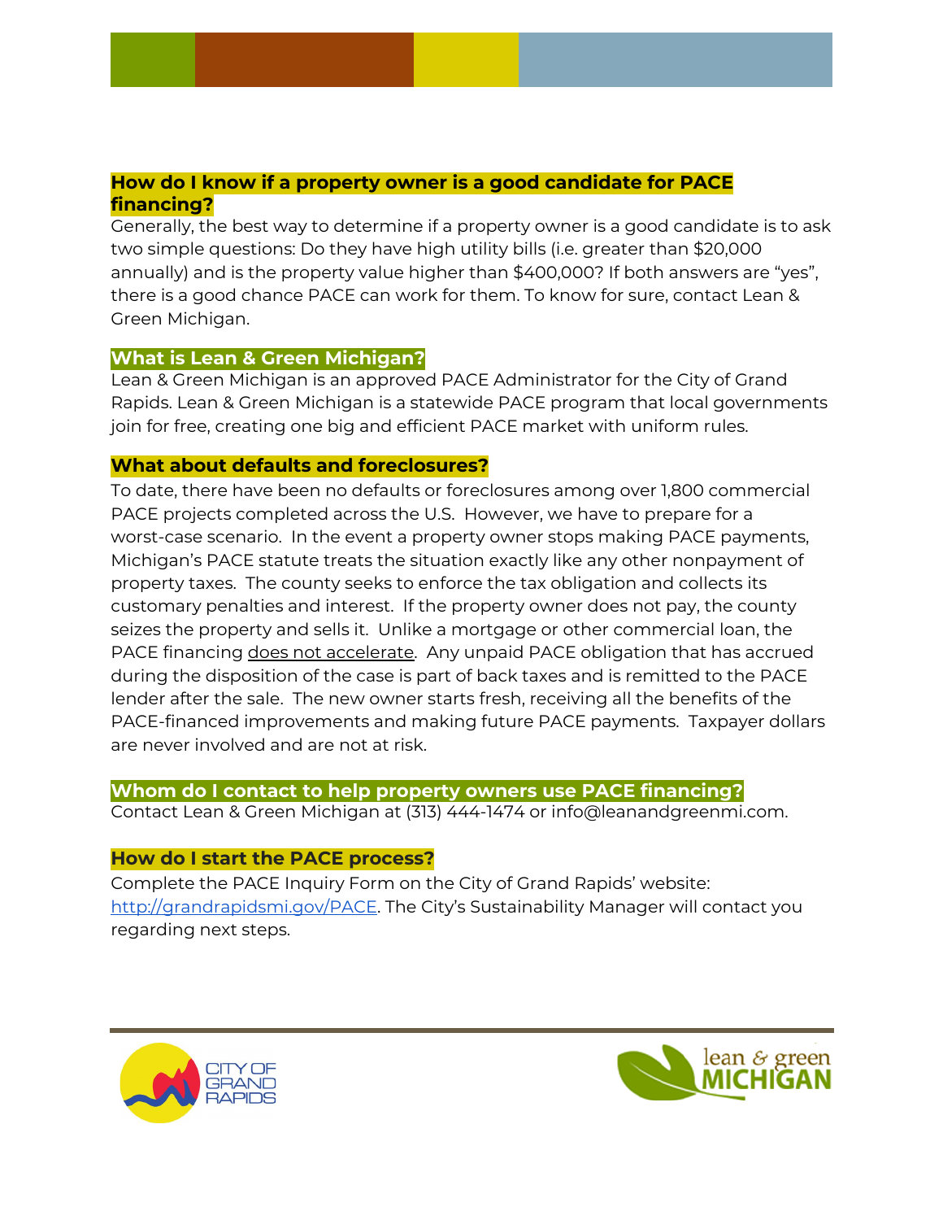### How do I know if a property owner is a good candidate for PACE financing?

Generally, the best way to determine if a property owner is a good candidate is to ask two simple questions: Do they have high utility bills (i.e. greater than $20,000 annually) and is the property value higher than $400,000? If both answers are "yes", there is a good chance PACE can work for them. To know for sure, contact Lean & Green Michigan.

### What is Lean & Green Michigan?

Lean & Green Michigan is an approved PACE Administrator for the City of Grand Rapids. Lean & Green Michigan is a statewide PACE program that local governments join for free, creating one big and efficient PACE market with uniform rules.

### What about defaults and foreclosures?

To date, there have been no defaults or foreclosures among over 1,800 commercial PACE projects completed across the U.S. However, we have to prepare for a worst-case scenario. In the event a property owner stops making PACE payments, Michigan's PACE statute treats the situation exactly like any other nonpayment of property taxes. The county seeks to enforce the tax obligation and collects its customary penalties and interest. If the property owner does not pay, the county seizes the property and sells it. Unlike a mortgage or other commercial loan, the PACE financing does not accelerate. Any unpaid PACE obligation that has accrued during the disposition of the case is part of back taxes and is remitted to the PACE lender after the sale. The new owner starts fresh, receiving all the benefits of the PACE-financed improvements and making future PACE payments. Taxpayer dollars are never involved and are not at risk.

### Whom do I contact to help property owners use PACE financing?

Contact Lean & Green Michigan at (313) 444-1474 or info@leanandgreenmi.com.

### How do I start the PACE process?

Complete the PACE Inquiry Form on the City of Grand Rapids' website: [http://grandrapidsmi.gov/PACE](http://grandrapidsmi.gov/PACE). The City's Sustainability Manager will contact you regarding next steps.

CITY OF GRAND RAPIDS

lean & green MICHIGAN